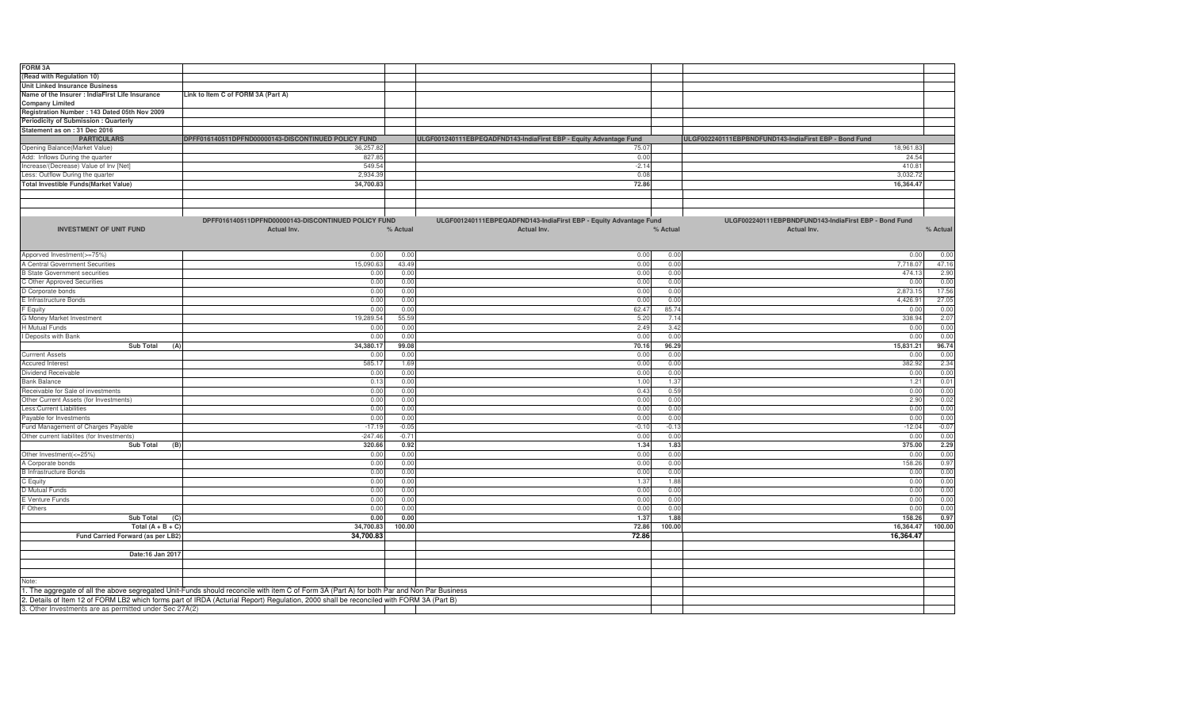**FORM 3A**

**(Read with Regulation 10)**

**Unit Linked Insurance Business**

**Name of the Insurer : IndiaFirst Life Insurance Company Limited** — **Link to Item C of FORM 3A (Part A)**

**Registration Number : 143 Dated 05th Nov 2009**

**Periodicity of Submission : Quarterly**

**Statement as on : 31 Dec 2016**

| PARTICULARS | DPFF016140511DPFND00000143-DISCONTINUED POLICY FUND | ULGF001240111EBPEQADFND143-IndiaFirst EBP - Equity Advantage Fund | ULGF002240111EBPBNDFUND143-IndiaFirst EBP - Bond Fund |
|---|---|---|---|
| Opening Balance(Market Value) | 36,257.82 | 75.07 | 18,961.83 |
| Add: Inflows During the quarter | 827.85 | 0.00 | 24.54 |
| Increase/(Decrease) Value of Inv [Net] | 549.54 | -2.14 | 410.81 |
| Less: Outflow During the quarter | 2,934.39 | 0.08 | 3,032.72 |
| **Total Investible Funds(Market Value)** | **34,700.83** | **72.86** | **16,364.47** |

| INVESTMENT OF UNIT FUND | DPFF016140511DPFND00000143-DISCONTINUED POLICY FUND Actual Inv. | % Actual | ULGF001240111EBPEQADFND143-IndiaFirst EBP - Equity Advantage Fund Actual Inv. | % Actual | ULGF002240111EBPBNDFUND143-IndiaFirst EBP - Bond Fund Actual Inv. | % Actual |
|---|---|---|---|---|---|---|
| Apporved Investment(>=75%) | 0.00 | 0.00 | 0.00 | 0.00 | 0.00 | 0.00 |
| A Central Government Securities | 15,090.63 | 43.49 | 0.00 | 0.00 | 7,718.07 | 47.16 |
| B State Government securities | 0.00 | 0.00 | 0.00 | 0.00 | 474.13 | 2.90 |
| C Other Approved Securities | 0.00 | 0.00 | 0.00 | 0.00 | 0.00 | 0.00 |
| D Corporate bonds | 0.00 | 0.00 | 0.00 | 0.00 | 2,873.15 | 17.56 |
| E Infrastructure Bonds | 0.00 | 0.00 | 0.00 | 0.00 | 4,426.91 | 27.05 |
| F Equity | 0.00 | 0.00 | 62.47 | 85.74 | 0.00 | 0.00 |
| G Money Market Investment | 19,289.54 | 55.59 | 5.20 | 7.14 | 338.94 | 2.07 |
| H Mutual Funds | 0.00 | 0.00 | 2.49 | 3.42 | 0.00 | 0.00 |
| I Deposits with Bank | 0.00 | 0.00 | 0.00 | 0.00 | 0.00 | 0.00 |
| **Sub Total (A)** | **34,380.17** | **99.08** | **70.16** | **96.29** | **15,831.21** | **96.74** |
| Currrent Assets | 0.00 | 0.00 | 0.00 | 0.00 | 0.00 | 0.00 |
| Accured Interest | 585.17 | 1.69 | 0.00 | 0.00 | 382.92 | 2.34 |
| Dividend Receivable | 0.00 | 0.00 | 0.00 | 0.00 | 0.00 | 0.00 |
| Bank Balance | 0.13 | 0.00 | 1.00 | 1.37 | 1.21 | 0.01 |
| Receivable for Sale of investments | 0.00 | 0.00 | 0.43 | 0.59 | 0.00 | 0.00 |
| Other Current Assets (for Investments) | 0.00 | 0.00 | 0.00 | 0.00 | 2.90 | 0.02 |
| Less:Current Liabilities | 0.00 | 0.00 | 0.00 | 0.00 | 0.00 | 0.00 |
| Payable for Investments | 0.00 | 0.00 | 0.00 | 0.00 | 0.00 | 0.00 |
| Fund Management of Charges Payable | -17.19 | -0.05 | -0.10 | -0.13 | -12.04 | -0.07 |
| Other current liabilites (for Investments) | -247.46 | -0.71 | 0.00 | 0.00 | 0.00 | 0.00 |
| **Sub Total (B)** | **320.66** | **0.92** | **1.34** | **1.83** | **375.00** | **2.29** |
| Other Investment(<=25%) | 0.00 | 0.00 | 0.00 | 0.00 | 0.00 | 0.00 |
| A Corporate bonds | 0.00 | 0.00 | 0.00 | 0.00 | 158.26 | 0.97 |
| B Infrastructure Bonds | 0.00 | 0.00 | 0.00 | 0.00 | 0.00 | 0.00 |
| C Equity | 0.00 | 0.00 | 1.37 | 1.88 | 0.00 | 0.00 |
| D Mutual Funds | 0.00 | 0.00 | 0.00 | 0.00 | 0.00 | 0.00 |
| E Venture Funds | 0.00 | 0.00 | 0.00 | 0.00 | 0.00 | 0.00 |
| F Others | 0.00 | 0.00 | 0.00 | 0.00 | 0.00 | 0.00 |
| **Sub Total (C)** | **0.00** | **0.00** | **1.37** | **1.88** | **158.26** | **0.97** |
| **Total (A + B + C)** | **34,700.83** | **100.00** | **72.86** | **100.00** | **16,364.47** | **100.00** |
| **Fund Carried Forward (as per LB2)** | **34,700.83** | | **72.86** | | **16,364.47** | |

**Date:16 Jan 2017**

Note:

1. The aggregate of all the above segregated Unit-Funds should reconcile with item C of Form 3A (Part A) for both Par and Non Par Business
2. Details of Item 12 of FORM LB2 which forms part of IRDA (Acturial Report) Regulation, 2000 shall be reconciled with FORM 3A (Part B)
3. Other Investments are as permitted under Sec 27A(2)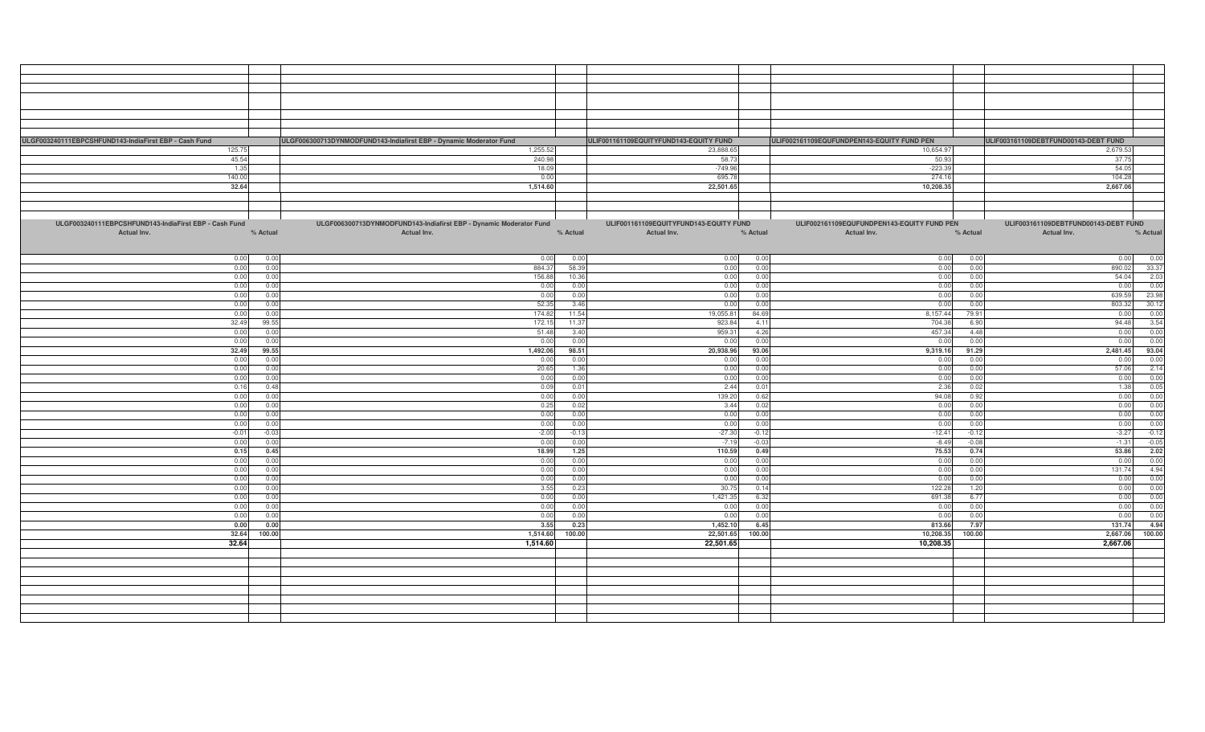| ULGF003240111EBPCSHFUND143-IndiaFirst EBP - Cash Fund | | ULGF006300713DYNMODFUND143-Indiafirst EBP - Dynamic Moderator Fund | | ULIF001161109EQUITYFUND143-EQUITY FUND | | ULIF002161109EQUFUNDPEN143-EQUITY FUND PEN | | ULIF003161109DEBTFUND00143-DEBT FUND | |
|---|---|---|---|---|---|---|---|---|---|
| 125.75 | | 1,255.52 | | 23,888.65 | | 10,654.97 | | 2,679.53 | |
| 45.54 | | 240.98 | | 58.73 | | 50.93 | | 37.75 | |
| 1.35 | | 18.09 | | -749.96 | | -223.39 | | 54.05 | |
| 140.00 | | 0.00 | | 695.78 | | 274.16 | | 104.28 | |
| **32.64** | | **1,514.60** | | **22,501.65** | | **10,208.35** | | **2,667.06** | |

| ULGF003240111EBPCSHFUND143-IndiaFirst EBP - Cash Fund Actual Inv. | % Actual | ULGF006300713DYNMODFUND143-Indiafirst EBP - Dynamic Moderator Fund Actual Inv. | % Actual | ULIF001161109EQUITYFUND143-EQUITY FUND Actual Inv. | % Actual | ULIF002161109EQUFUNDPEN143-EQUITY FUND PEN Actual Inv. | % Actual | ULIF003161109DEBTFUND00143-DEBT FUND Actual Inv. | % Actual |
|---|---|---|---|---|---|---|---|---|---|
| 0.00 | 0.00 | 0.00 | 0.00 | 0.00 | 0.00 | 0.00 | 0.00 | 0.00 | 0.00 |
| 0.00 | 0.00 | 884.37 | 58.39 | 0.00 | 0.00 | 0.00 | 0.00 | 890.02 | 33.37 |
| 0.00 | 0.00 | 156.88 | 10.36 | 0.00 | 0.00 | 0.00 | 0.00 | 54.04 | 2.03 |
| 0.00 | 0.00 | 0.00 | 0.00 | 0.00 | 0.00 | 0.00 | 0.00 | 0.00 | 0.00 |
| 0.00 | 0.00 | 0.00 | 0.00 | 0.00 | 0.00 | 0.00 | 0.00 | 639.59 | 23.98 |
| 0.00 | 0.00 | 52.35 | 3.46 | 0.00 | 0.00 | 0.00 | 0.00 | 803.32 | 30.12 |
| 0.00 | 0.00 | 174.82 | 11.54 | 19,055.81 | 84.69 | 8,157.44 | 79.91 | 0.00 | 0.00 |
| 32.49 | 99.55 | 172.15 | 11.37 | 923.84 | 4.11 | 704.38 | 6.90 | 94.48 | 3.54 |
| 0.00 | 0.00 | 51.48 | 3.40 | 959.31 | 4.26 | 457.34 | 4.48 | 0.00 | 0.00 |
| 0.00 | 0.00 | 0.00 | 0.00 | 0.00 | 0.00 | 0.00 | 0.00 | 0.00 | 0.00 |
| **32.49** | **99.55** | **1,492.06** | **98.51** | **20,938.96** | **93.06** | **9,319.16** | **91.29** | **2,481.45** | **93.04** |
| 0.00 | 0.00 | 0.00 | 0.00 | 0.00 | 0.00 | 0.00 | 0.00 | 0.00 | 0.00 |
| 0.00 | 0.00 | 20.65 | 1.36 | 0.00 | 0.00 | 0.00 | 0.00 | 57.06 | 2.14 |
| 0.00 | 0.00 | 0.00 | 0.00 | 0.00 | 0.00 | 0.00 | 0.00 | 0.00 | 0.00 |
| 0.16 | 0.48 | 0.09 | 0.01 | 2.44 | 0.01 | 2.36 | 0.02 | 1.38 | 0.05 |
| 0.00 | 0.00 | 0.00 | 0.00 | 139.20 | 0.62 | 94.08 | 0.92 | 0.00 | 0.00 |
| 0.00 | 0.00 | 0.25 | 0.02 | 3.44 | 0.02 | 0.00 | 0.00 | 0.00 | 0.00 |
| 0.00 | 0.00 | 0.00 | 0.00 | 0.00 | 0.00 | 0.00 | 0.00 | 0.00 | 0.00 |
| 0.00 | 0.00 | 0.00 | 0.00 | 0.00 | 0.00 | 0.00 | 0.00 | 0.00 | 0.00 |
| -0.01 | -0.03 | -2.00 | -0.13 | -27.30 | -0.12 | -12.41 | -0.12 | -3.27 | -0.12 |
| 0.00 | 0.00 | 0.00 | 0.00 | -7.19 | -0.03 | -8.49 | -0.08 | -1.31 | -0.05 |
| **0.15** | **0.45** | **18.99** | **1.25** | **110.59** | **0.49** | **75.53** | **0.74** | **53.86** | **2.02** |
| 0.00 | 0.00 | 0.00 | 0.00 | 0.00 | 0.00 | 0.00 | 0.00 | 0.00 | 0.00 |
| 0.00 | 0.00 | 0.00 | 0.00 | 0.00 | 0.00 | 0.00 | 0.00 | 131.74 | 4.94 |
| 0.00 | 0.00 | 0.00 | 0.00 | 0.00 | 0.00 | 0.00 | 0.00 | 0.00 | 0.00 |
| 0.00 | 0.00 | 3.55 | 0.23 | 30.75 | 0.14 | 122.28 | 1.20 | 0.00 | 0.00 |
| 0.00 | 0.00 | 0.00 | 0.00 | 1,421.35 | 6.32 | 691.38 | 6.77 | 0.00 | 0.00 |
| 0.00 | 0.00 | 0.00 | 0.00 | 0.00 | 0.00 | 0.00 | 0.00 | 0.00 | 0.00 |
| 0.00 | 0.00 | 0.00 | 0.00 | 0.00 | 0.00 | 0.00 | 0.00 | 0.00 | 0.00 |
| **0.00** | **0.00** | **3.55** | **0.23** | **1,452.10** | **6.45** | **813.66** | **7.97** | **131.74** | **4.94** |
| **32.64** | **100.00** | **1,514.60** | **100.00** | **22,501.65** | **100.00** | **10,208.35** | **100.00** | **2,667.06** | **100.00** |
| **32.64** | | **1,514.60** | | **22,501.65** | | **10,208.35** | | **2,667.06** | |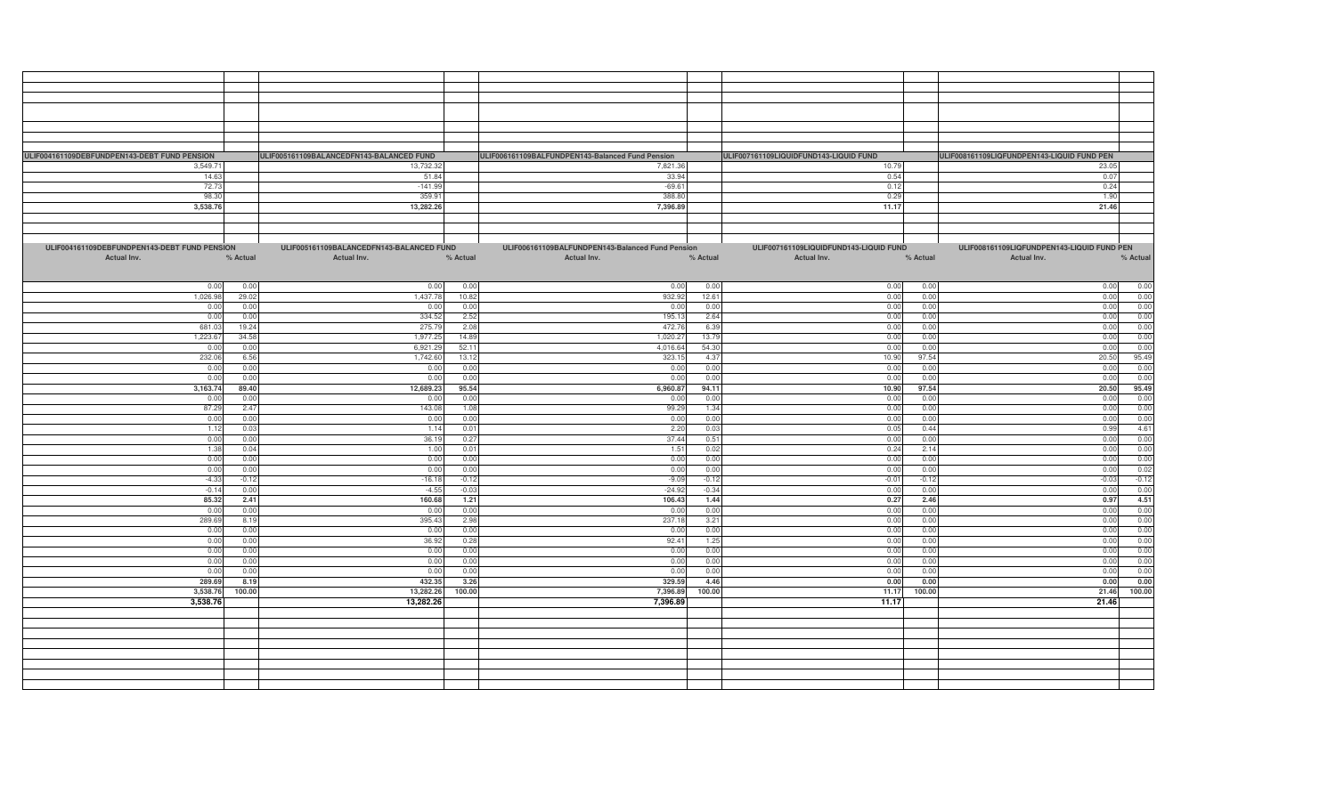| ULIF004161109DEBFUNDPEN143-DEBT FUND PENSION | | ULIF005161109BALANCEDFN143-BALANCED FUND | | ULIF006161109BALFUNDPEN143-Balanced Fund Pension | | ULIF007161109LIQUIDFUND143-LIQUID FUND | | ULIF008161109LIQFUNDPEN143-LIQUID FUND PEN | |
|---|---|---|---|---|---|---|---|---|---|
| 3,549.71 | | 13,732.32 | | 7,821.36 | | 10.79 | | 23.05 | |
| 14.63 | | 51.84 | | 33.94 | | 0.54 | | 0.07 | |
| 72.73 | | -141.99 | | -69.61 | | 0.12 | | 0.24 | |
| 98.30 | | 359.91 | | 388.80 | | 0.29 | | 1.90 | |
| **3,538.76** | | **13,282.26** | | **7,396.89** | | **11.17** | | **21.46** | |

| ULIF004161109DEBFUNDPEN143-DEBT FUND PENSION | | ULIF005161109BALANCEDFN143-BALANCED FUND | | ULIF006161109BALFUNDPEN143-Balanced Fund Pension | | ULIF007161109LIQUIDFUND143-LIQUID FUND | | ULIF008161109LIQFUNDPEN143-LIQUID FUND PEN | |
|---|---|---|---|---|---|---|---|---|---|
| Actual Inv. | % Actual | Actual Inv. | % Actual | Actual Inv. | % Actual | Actual Inv. | % Actual | Actual Inv. | % Actual |
| 0.00 | 0.00 | 0.00 | 0.00 | 0.00 | 0.00 | 0.00 | 0.00 | 0.00 | 0.00 |
| 1,026.98 | 29.02 | 1,437.78 | 10.82 | 932.92 | 12.61 | 0.00 | 0.00 | 0.00 | 0.00 |
| 0.00 | 0.00 | 0.00 | 0.00 | 0.00 | 0.00 | 0.00 | 0.00 | 0.00 | 0.00 |
| 0.00 | 0.00 | 334.52 | 2.52 | 195.13 | 2.64 | 0.00 | 0.00 | 0.00 | 0.00 |
| 681.03 | 19.24 | 275.79 | 2.08 | 472.76 | 6.39 | 0.00 | 0.00 | 0.00 | 0.00 |
| 1,223.67 | 34.58 | 1,977.25 | 14.89 | 1,020.27 | 13.79 | 0.00 | 0.00 | 0.00 | 0.00 |
| 0.00 | 0.00 | 6,921.29 | 52.11 | 4,016.64 | 54.30 | 0.00 | 0.00 | 0.00 | 0.00 |
| 232.06 | 6.56 | 1,742.60 | 13.12 | 323.15 | 4.37 | 10.90 | 97.54 | 20.50 | 95.49 |
| 0.00 | 0.00 | 0.00 | 0.00 | 0.00 | 0.00 | 0.00 | 0.00 | 0.00 | 0.00 |
| 0.00 | 0.00 | 0.00 | 0.00 | 0.00 | 0.00 | 0.00 | 0.00 | 0.00 | 0.00 |
| **3,163.74** | **89.40** | **12,689.23** | **95.54** | **6,960.87** | **94.11** | **10.90** | **97.54** | **20.50** | **95.49** |
| 0.00 | 0.00 | 0.00 | 0.00 | 0.00 | 0.00 | 0.00 | 0.00 | 0.00 | 0.00 |
| 87.29 | 2.47 | 143.08 | 1.08 | 99.29 | 1.34 | 0.00 | 0.00 | 0.00 | 0.00 |
| 0.00 | 0.00 | 0.00 | 0.00 | 0.00 | 0.00 | 0.00 | 0.00 | 0.00 | 0.00 |
| 1.12 | 0.03 | 1.14 | 0.01 | 2.20 | 0.03 | 0.05 | 0.44 | 0.99 | 4.61 |
| 0.00 | 0.00 | 36.19 | 0.27 | 37.44 | 0.51 | 0.00 | 0.00 | 0.00 | 0.00 |
| 1.38 | 0.04 | 1.00 | 0.01 | 1.51 | 0.02 | 0.24 | 2.14 | 0.00 | 0.00 |
| 0.00 | 0.00 | 0.00 | 0.00 | 0.00 | 0.00 | 0.00 | 0.00 | 0.00 | 0.00 |
| 0.00 | 0.00 | 0.00 | 0.00 | 0.00 | 0.00 | 0.00 | 0.00 | 0.00 | 0.02 |
| -4.33 | -0.12 | -16.18 | -0.12 | -9.09 | -0.12 | -0.01 | -0.12 | -0.03 | -0.12 |
| -0.14 | 0.00 | -4.55 | -0.03 | -24.92 | -0.34 | 0.00 | 0.00 | 0.00 | 0.00 |
| **85.32** | **2.41** | **160.68** | **1.21** | **106.43** | **1.44** | **0.27** | **2.46** | **0.97** | **4.51** |
| 0.00 | 0.00 | 0.00 | 0.00 | 0.00 | 0.00 | 0.00 | 0.00 | 0.00 | 0.00 |
| 289.69 | 8.19 | 395.43 | 2.98 | 237.18 | 3.21 | 0.00 | 0.00 | 0.00 | 0.00 |
| 0.00 | 0.00 | 0.00 | 0.00 | 0.00 | 0.00 | 0.00 | 0.00 | 0.00 | 0.00 |
| 0.00 | 0.00 | 36.92 | 0.28 | 92.41 | 1.25 | 0.00 | 0.00 | 0.00 | 0.00 |
| 0.00 | 0.00 | 0.00 | 0.00 | 0.00 | 0.00 | 0.00 | 0.00 | 0.00 | 0.00 |
| 0.00 | 0.00 | 0.00 | 0.00 | 0.00 | 0.00 | 0.00 | 0.00 | 0.00 | 0.00 |
| 0.00 | 0.00 | 0.00 | 0.00 | 0.00 | 0.00 | 0.00 | 0.00 | 0.00 | 0.00 |
| **289.69** | **8.19** | **432.35** | **3.26** | **329.59** | **4.46** | **0.00** | **0.00** | **0.00** | **0.00** |
| **3,538.76** | **100.00** | **13,282.26** | **100.00** | **7,396.89** | **100.00** | **11.17** | **100.00** | **21.46** | **100.00** |
| **3,538.76** | | **13,282.26** | | **7,396.89** | | **11.17** | | **21.46** | |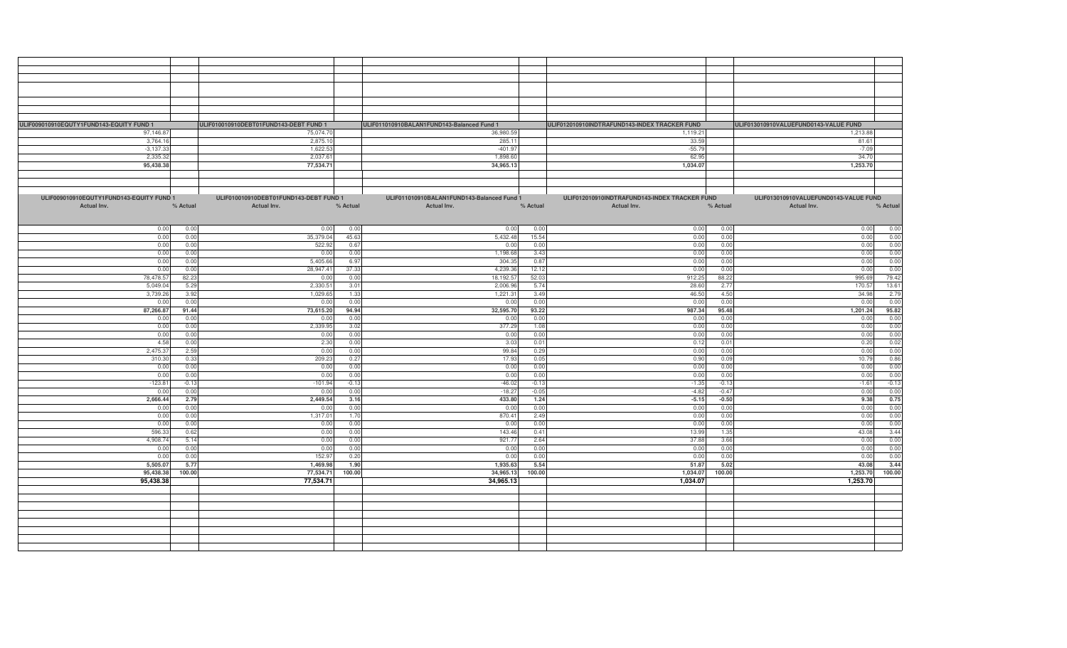| ULIF009010910EQUTY1FUND143-EQUITY FUND 1 | | ULIF010010910DEBT01FUND143-DEBT FUND 1 | | ULIF011010910BALAN1FUND143-Balanced Fund 1 | | ULIF012010910INDTRAFUND143-INDEX TRACKER FUND | | ULIF013010910VALUEFUND0143-VALUE FUND | |
|---|---|---|---|---|---|---|---|---|---|
| 97,146.87 | | 75,074.70 | | 36,980.59 | | 1,119.21 | | 1,213.88 | |
| 3,764.16 | | 2,875.10 | | 285.11 | | 33.59 | | 81.61 | |
| -3,137.33 | | 1,622.53 | | -401.97 | | -55.79 | | -7.09 | |
| 2,335.32 | | 2,037.61 | | 1,898.60 | | 62.95 | | 34.70 | |
| **95,438.38** | | **77,534.71** | | **34,965.13** | | **1,034.07** | | **1,253.70** | |

| ULIF009010910EQUTY1FUND143-EQUITY FUND 1 | | ULIF010010910DEBT01FUND143-DEBT FUND 1 | | ULIF011010910BALAN1FUND143-Balanced Fund 1 | | ULIF012010910INDTRAFUND143-INDEX TRACKER FUND | | ULIF013010910VALUEFUND0143-VALUE FUND | |
|---|---|---|---|---|---|---|---|---|---|
| Actual Inv. | % Actual | Actual Inv. | % Actual | Actual Inv. | % Actual | Actual Inv. | % Actual | Actual Inv. | % Actual |
| 0.00 | 0.00 | 0.00 | 0.00 | 0.00 | 0.00 | 0.00 | 0.00 | 0.00 | 0.00 |
| 0.00 | 0.00 | 35,379.04 | 45.63 | 5,432.48 | 15.54 | 0.00 | 0.00 | 0.00 | 0.00 |
| 0.00 | 0.00 | 522.92 | 0.67 | 0.00 | 0.00 | 0.00 | 0.00 | 0.00 | 0.00 |
| 0.00 | 0.00 | 0.00 | 0.00 | 1,198.68 | 3.43 | 0.00 | 0.00 | 0.00 | 0.00 |
| 0.00 | 0.00 | 5,405.66 | 6.97 | 304.35 | 0.87 | 0.00 | 0.00 | 0.00 | 0.00 |
| 0.00 | 0.00 | 28,947.41 | 37.33 | 4,239.36 | 12.12 | 0.00 | 0.00 | 0.00 | 0.00 |
| 78,478.57 | 82.23 | 0.00 | 0.00 | 18,192.57 | 52.03 | 912.25 | 88.22 | 995.69 | 79.42 |
| 5,049.04 | 5.29 | 2,330.51 | 3.01 | 2,006.96 | 5.74 | 28.60 | 2.77 | 170.57 | 13.61 |
| 3,739.26 | 3.92 | 1,029.65 | 1.33 | 1,221.31 | 3.49 | 46.50 | 4.50 | 34.98 | 2.79 |
| 0.00 | 0.00 | 0.00 | 0.00 | 0.00 | 0.00 | 0.00 | 0.00 | 0.00 | 0.00 |
| **87,266.87** | **91.44** | **73,615.20** | **94.94** | **32,595.70** | **93.22** | **987.34** | **95.48** | **1,201.24** | **95.82** |
| 0.00 | 0.00 | 0.00 | 0.00 | 0.00 | 0.00 | 0.00 | 0.00 | 0.00 | 0.00 |
| 0.00 | 0.00 | 2,339.95 | 3.02 | 377.29 | 1.08 | 0.00 | 0.00 | 0.00 | 0.00 |
| 0.00 | 0.00 | 0.00 | 0.00 | 0.00 | 0.00 | 0.00 | 0.00 | 0.00 | 0.00 |
| 4.58 | 0.00 | 2.30 | 0.00 | 3.03 | 0.01 | 0.12 | 0.01 | 0.20 | 0.02 |
| 2,475.37 | 2.59 | 0.00 | 0.00 | 99.84 | 0.29 | 0.00 | 0.00 | 0.00 | 0.00 |
| 310.30 | 0.33 | 209.23 | 0.27 | 17.93 | 0.05 | 0.90 | 0.09 | 10.79 | 0.86 |
| 0.00 | 0.00 | 0.00 | 0.00 | 0.00 | 0.00 | 0.00 | 0.00 | 0.00 | 0.00 |
| 0.00 | 0.00 | 0.00 | 0.00 | 0.00 | 0.00 | 0.00 | 0.00 | 0.00 | 0.00 |
| -123.81 | -0.13 | -101.94 | -0.13 | -46.02 | -0.13 | -1.35 | -0.13 | -1.61 | -0.13 |
| 0.00 | 0.00 | 0.00 | 0.00 | -18.27 | -0.05 | -4.82 | -0.47 | 0.00 | 0.00 |
| **2,666.44** | **2.79** | **2,449.54** | **3.16** | **433.80** | **1.24** | **-5.15** | **-0.50** | **9.38** | **0.75** |
| 0.00 | 0.00 | 0.00 | 0.00 | 0.00 | 0.00 | 0.00 | 0.00 | 0.00 | 0.00 |
| 0.00 | 0.00 | 1,317.01 | 1.70 | 870.41 | 2.49 | 0.00 | 0.00 | 0.00 | 0.00 |
| 0.00 | 0.00 | 0.00 | 0.00 | 0.00 | 0.00 | 0.00 | 0.00 | 0.00 | 0.00 |
| 596.33 | 0.62 | 0.00 | 0.00 | 143.46 | 0.41 | 13.99 | 1.35 | 43.08 | 3.44 |
| 4,908.74 | 5.14 | 0.00 | 0.00 | 921.77 | 2.64 | 37.88 | 3.66 | 0.00 | 0.00 |
| 0.00 | 0.00 | 0.00 | 0.00 | 0.00 | 0.00 | 0.00 | 0.00 | 0.00 | 0.00 |
| 0.00 | 0.00 | 152.97 | 0.20 | 0.00 | 0.00 | 0.00 | 0.00 | 0.00 | 0.00 |
| **5,505.07** | **5.77** | **1,469.98** | **1.90** | **1,935.63** | **5.54** | **51.87** | **5.02** | **43.08** | **3.44** |
| **95,438.38** | **100.00** | **77,534.71** | **100.00** | **34,965.13** | **100.00** | **1,034.07** | **100.00** | **1,253.70** | **100.00** |
| **95,438.38** | | **77,534.71** | | **34,965.13** | | **1,034.07** | | **1,253.70** | |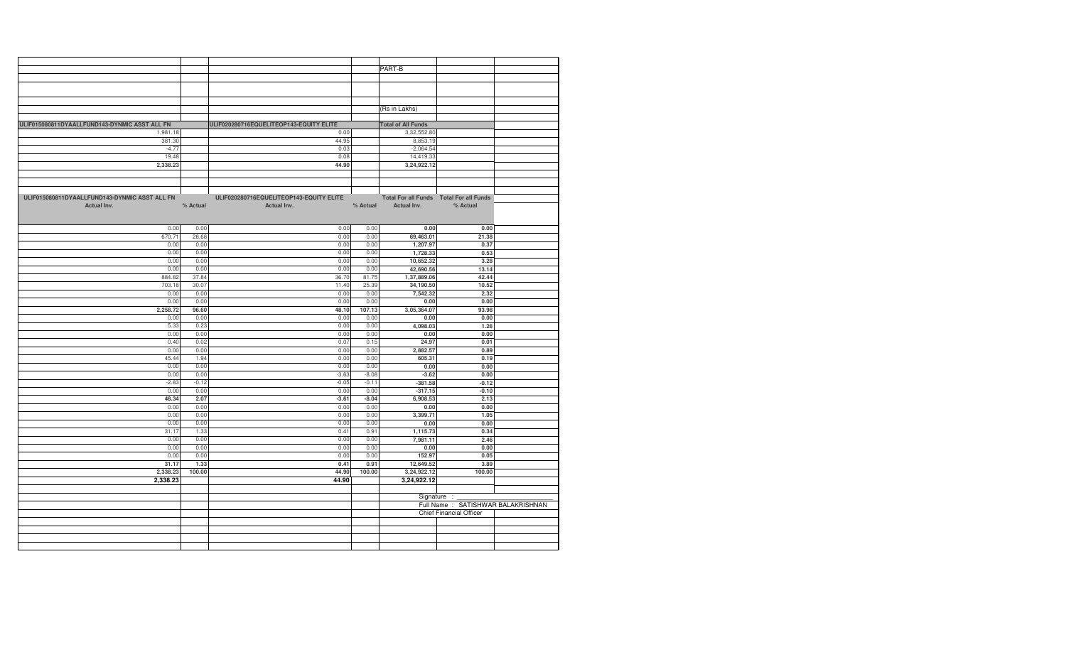PART-B

(Rs in Lakhs)

| ULIF015080811DYAALLFUND143-DYNMIC ASST ALL FN | ULIF020280716EQUELITEOP143-EQUITY ELITE | Total of All Funds |
|---|---|---|
| 1,981.18 | 0.00 | 3,32,552.80 |
| 381.30 | 44.95 | 8,853.19 |
| -4.77 | 0.03 | -2,064.54 |
| 19.48 | 0.08 | 14,419.33 |
| **2,338.23** | **44.90** | **3,24,922.12** |

| ULIF015080811DYAALLFUND143-DYNMIC ASST ALL FN Actual Inv. | % Actual | ULIF020280716EQUELITEOP143-EQUITY ELITE Actual Inv. | % Actual | Total For all Funds Actual Inv. | Total For all Funds % Actual |
|---|---|---|---|---|---|
| 0.00 | 0.00 | 0.00 | 0.00 | 0.00 | 0.00 |
| 670.71 | 28.68 | 0.00 | 0.00 | 69,463.01 | 21.38 |
| 0.00 | 0.00 | 0.00 | 0.00 | 1,207.97 | 0.37 |
| 0.00 | 0.00 | 0.00 | 0.00 | 1,728.33 | 0.53 |
| 0.00 | 0.00 | 0.00 | 0.00 | 10,652.32 | 3.28 |
| 0.00 | 0.00 | 0.00 | 0.00 | 42,690.56 | 13.14 |
| 884.82 | 37.84 | 36.70 | 81.75 | 1,37,889.06 | 42.44 |
| 703.18 | 30.07 | 11.40 | 25.39 | 34,190.50 | 10.52 |
| 0.00 | 0.00 | 0.00 | 0.00 | 7,542.32 | 2.32 |
| 0.00 | 0.00 | 0.00 | 0.00 | 0.00 | 0.00 |
| **2,258.72** | **96.60** | **48.10** | **107.13** | **3,05,364.07** | **93.98** |
| 0.00 | 0.00 | 0.00 | 0.00 | 0.00 | 0.00 |
| 5.33 | 0.23 | 0.00 | 0.00 | 4,096.03 | 1.26 |
| 0.00 | 0.00 | 0.00 | 0.00 | 0.00 | 0.00 |
| 0.40 | 0.02 | 0.07 | 0.15 | 24.97 | 0.01 |
| 0.00 | 0.00 | 0.00 | 0.00 | 2,882.57 | 0.89 |
| 45.44 | 1.94 | 0.00 | 0.00 | 605.31 | 0.19 |
| 0.00 | 0.00 | 0.00 | 0.00 | 0.00 | 0.00 |
| 0.00 | 0.00 | -3.63 | -8.08 | -3.62 | 0.00 |
| -2.83 | -0.12 | -0.05 | -0.11 | -381.58 | -0.12 |
| 0.00 | 0.00 | 0.00 | 0.00 | -317.15 | -0.10 |
| **48.34** | **2.07** | **-3.61** | **-8.04** | **6,906.53** | **2.13** |
| 0.00 | 0.00 | 0.00 | 0.00 | 0.00 | 0.00 |
| 0.00 | 0.00 | 0.00 | 0.00 | 3,399.71 | 1.05 |
| 0.00 | 0.00 | 0.00 | 0.00 | 0.00 | 0.00 |
| 31.17 | 1.33 | 0.41 | 0.91 | 1,115.73 | 0.34 |
| 0.00 | 0.00 | 0.00 | 0.00 | 7,981.11 | 2.46 |
| 0.00 | 0.00 | 0.00 | 0.00 | 0.00 | 0.00 |
| 0.00 | 0.00 | 0.00 | 0.00 | 152.97 | 0.05 |
| **31.17** | **1.33** | **0.41** | **0.91** | **12,649.52** | **3.89** |
| **2,338.23** | **100.00** | **44.90** | **100.00** | **3,24,922.12** | **100.00** |
| **2,338.23** | | **44.90** | | **3,24,922.12** | |

Signature :

Full Name : SATISHWAR BALAKRISHNAN

Chief Financial Officer